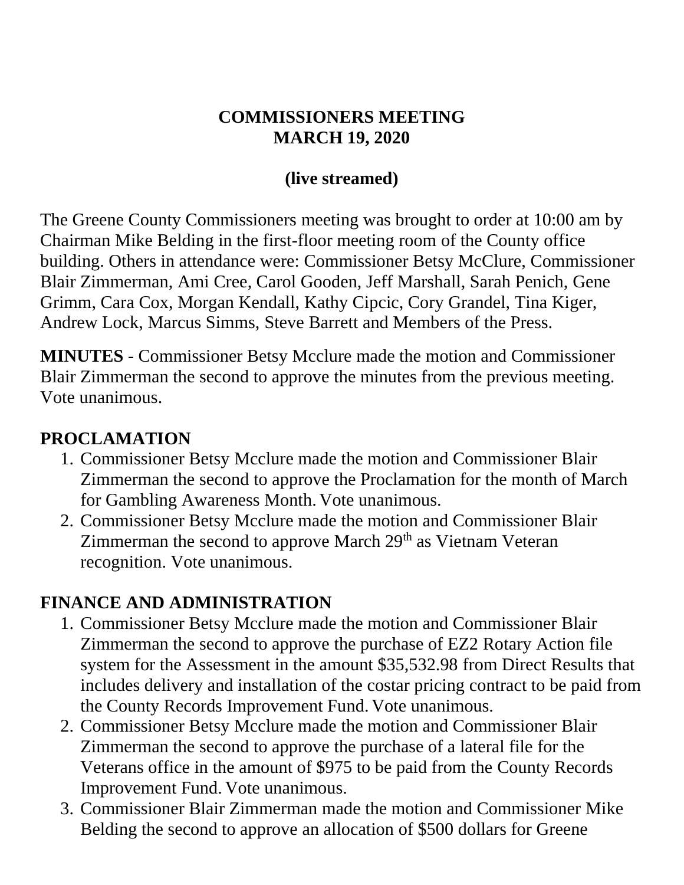# COMMISSIONERS MEETING
# MARCH 19, 2020

## (live streamed)

The Greene County Commissioners meeting was brought to order at 10:00 am by Chairman Mike Belding in the first-floor meeting room of the County office building. Others in attendance were: Commissioner Betsy McClure, Commissioner Blair Zimmerman, Ami Cree, Carol Gooden, Jeff Marshall, Sarah Penich, Gene Grimm, Cara Cox, Morgan Kendall, Kathy Cipcic, Cory Grandel, Tina Kiger, Andrew Lock, Marcus Simms, Steve Barrett and Members of the Press.

**MINUTES** - Commissioner Betsy Mcclure made the motion and Commissioner Blair Zimmerman the second to approve the minutes from the previous meeting. Vote unanimous.

## PROCLAMATION

1. Commissioner Betsy Mcclure made the motion and Commissioner Blair Zimmerman the second to approve the Proclamation for the month of March for Gambling Awareness Month. Vote unanimous.
2. Commissioner Betsy Mcclure made the motion and Commissioner Blair Zimmerman the second to approve March 29th as Vietnam Veteran recognition. Vote unanimous.

## FINANCE AND ADMINISTRATION

1. Commissioner Betsy Mcclure made the motion and Commissioner Blair Zimmerman the second to approve the purchase of EZ2 Rotary Action file system for the Assessment in the amount $35,532.98 from Direct Results that includes delivery and installation of the costar pricing contract to be paid from the County Records Improvement Fund. Vote unanimous.
2. Commissioner Betsy Mcclure made the motion and Commissioner Blair Zimmerman the second to approve the purchase of a lateral file for the Veterans office in the amount of $975 to be paid from the County Records Improvement Fund. Vote unanimous.
3. Commissioner Blair Zimmerman made the motion and Commissioner Mike Belding the second to approve an allocation of $500 dollars for Greene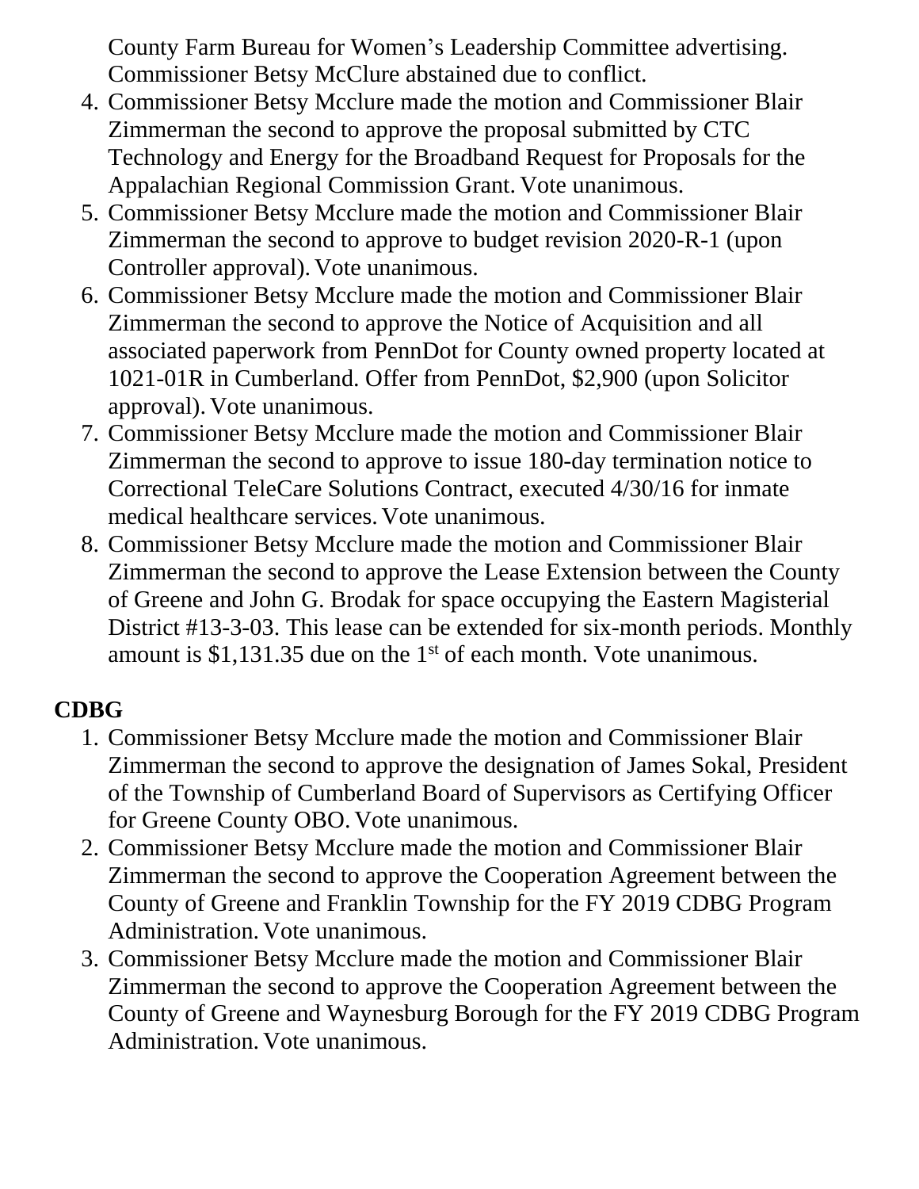County Farm Bureau for Women's Leadership Committee advertising. Commissioner Betsy McClure abstained due to conflict.

4. Commissioner Betsy Mcclure made the motion and Commissioner Blair Zimmerman the second to approve the proposal submitted by CTC Technology and Energy for the Broadband Request for Proposals for the Appalachian Regional Commission Grant. Vote unanimous.
5. Commissioner Betsy Mcclure made the motion and Commissioner Blair Zimmerman the second to approve to budget revision 2020-R-1 (upon Controller approval). Vote unanimous.
6. Commissioner Betsy Mcclure made the motion and Commissioner Blair Zimmerman the second to approve the Notice of Acquisition and all associated paperwork from PennDot for County owned property located at 1021-01R in Cumberland. Offer from PennDot, $2,900 (upon Solicitor approval). Vote unanimous.
7. Commissioner Betsy Mcclure made the motion and Commissioner Blair Zimmerman the second to approve to issue 180-day termination notice to Correctional TeleCare Solutions Contract, executed 4/30/16 for inmate medical healthcare services. Vote unanimous.
8. Commissioner Betsy Mcclure made the motion and Commissioner Blair Zimmerman the second to approve the Lease Extension between the County of Greene and John G. Brodak for space occupying the Eastern Magisterial District #13-3-03. This lease can be extended for six-month periods. Monthly amount is $1,131.35 due on the 1st of each month. Vote unanimous.

**CDBG**

1. Commissioner Betsy Mcclure made the motion and Commissioner Blair Zimmerman the second to approve the designation of James Sokal, President of the Township of Cumberland Board of Supervisors as Certifying Officer for Greene County OBO. Vote unanimous.
2. Commissioner Betsy Mcclure made the motion and Commissioner Blair Zimmerman the second to approve the Cooperation Agreement between the County of Greene and Franklin Township for the FY 2019 CDBG Program Administration. Vote unanimous.
3. Commissioner Betsy Mcclure made the motion and Commissioner Blair Zimmerman the second to approve the Cooperation Agreement between the County of Greene and Waynesburg Borough for the FY 2019 CDBG Program Administration. Vote unanimous.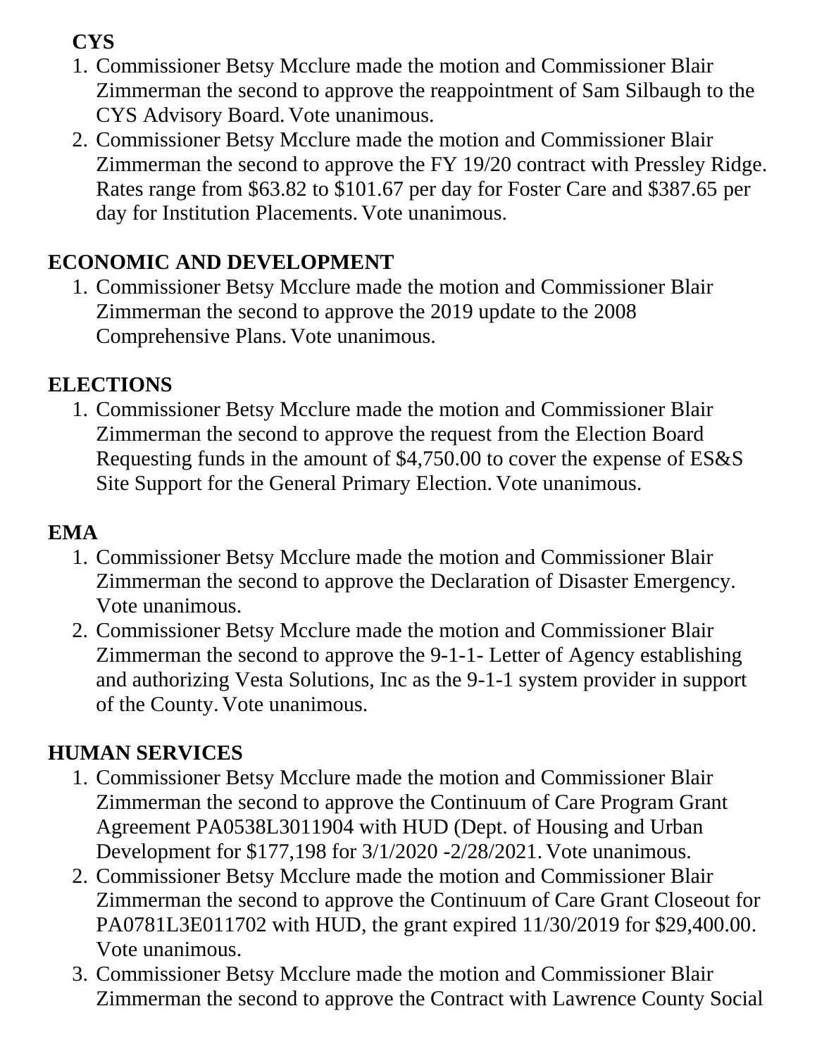**CYS**

1. Commissioner Betsy Mcclure made the motion and Commissioner Blair Zimmerman the second to approve the reappointment of Sam Silbaugh to the CYS Advisory Board. Vote unanimous.
2. Commissioner Betsy Mcclure made the motion and Commissioner Blair Zimmerman the second to approve the FY 19/20 contract with Pressley Ridge. Rates range from $63.82 to $101.67 per day for Foster Care and $387.65 per day for Institution Placements. Vote unanimous.

**ECONOMIC AND DEVELOPMENT**

1. Commissioner Betsy Mcclure made the motion and Commissioner Blair Zimmerman the second to approve the 2019 update to the 2008 Comprehensive Plans. Vote unanimous.

**ELECTIONS**

1. Commissioner Betsy Mcclure made the motion and Commissioner Blair Zimmerman the second to approve the request from the Election Board Requesting funds in the amount of $4,750.00 to cover the expense of ES&S Site Support for the General Primary Election. Vote unanimous.

**EMA**

1. Commissioner Betsy Mcclure made the motion and Commissioner Blair Zimmerman the second to approve the Declaration of Disaster Emergency. Vote unanimous.
2. Commissioner Betsy Mcclure made the motion and Commissioner Blair Zimmerman the second to approve the 9-1-1- Letter of Agency establishing and authorizing Vesta Solutions, Inc as the 9-1-1 system provider in support of the County. Vote unanimous.

**HUMAN SERVICES**

1. Commissioner Betsy Mcclure made the motion and Commissioner Blair Zimmerman the second to approve the Continuum of Care Program Grant Agreement PA0538L3011904 with HUD (Dept. of Housing and Urban Development for $177,198 for 3/1/2020 -2/28/2021. Vote unanimous.
2. Commissioner Betsy Mcclure made the motion and Commissioner Blair Zimmerman the second to approve the Continuum of Care Grant Closeout for PA0781L3E011702 with HUD, the grant expired 11/30/2019 for $29,400.00. Vote unanimous.
3. Commissioner Betsy Mcclure made the motion and Commissioner Blair Zimmerman the second to approve the Contract with Lawrence County Social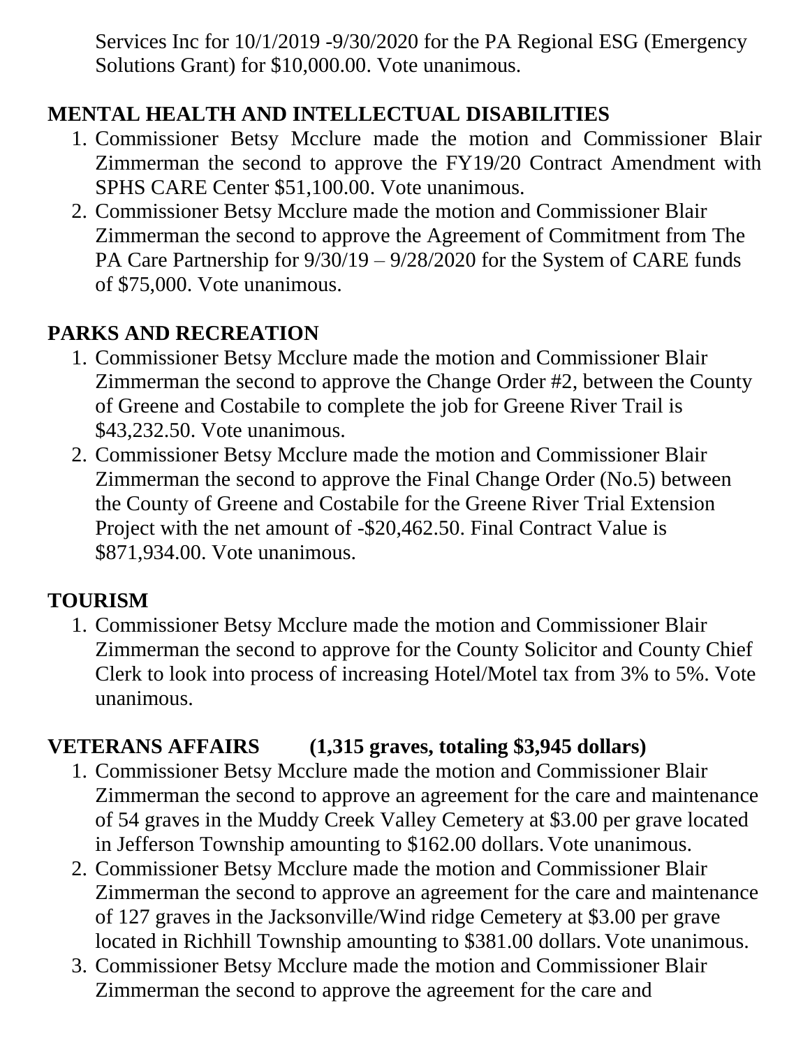Services Inc for 10/1/2019 -9/30/2020 for the PA Regional ESG (Emergency Solutions Grant) for $10,000.00. Vote unanimous.

## MENTAL HEALTH AND INTELLECTUAL DISABILITIES

1. Commissioner Betsy Mcclure made the motion and Commissioner Blair Zimmerman the second to approve the FY19/20 Contract Amendment with SPHS CARE Center $51,100.00. Vote unanimous.
2. Commissioner Betsy Mcclure made the motion and Commissioner Blair Zimmerman the second to approve the Agreement of Commitment from The PA Care Partnership for 9/30/19 – 9/28/2020 for the System of CARE funds of $75,000. Vote unanimous.

## PARKS AND RECREATION

1. Commissioner Betsy Mcclure made the motion and Commissioner Blair Zimmerman the second to approve the Change Order #2, between the County of Greene and Costabile to complete the job for Greene River Trail is $43,232.50. Vote unanimous.
2. Commissioner Betsy Mcclure made the motion and Commissioner Blair Zimmerman the second to approve the Final Change Order (No.5) between the County of Greene and Costabile for the Greene River Trial Extension Project with the net amount of -$20,462.50. Final Contract Value is $871,934.00. Vote unanimous.

## TOURISM

1. Commissioner Betsy Mcclure made the motion and Commissioner Blair Zimmerman the second to approve for the County Solicitor and County Chief Clerk to look into process of increasing Hotel/Motel tax from 3% to 5%. Vote unanimous.

## VETERANS AFFAIRS (1,315 graves, totaling $3,945 dollars)

1. Commissioner Betsy Mcclure made the motion and Commissioner Blair Zimmerman the second to approve an agreement for the care and maintenance of 54 graves in the Muddy Creek Valley Cemetery at $3.00 per grave located in Jefferson Township amounting to $162.00 dollars. Vote unanimous.
2. Commissioner Betsy Mcclure made the motion and Commissioner Blair Zimmerman the second to approve an agreement for the care and maintenance of 127 graves in the Jacksonville/Wind ridge Cemetery at $3.00 per grave located in Richhill Township amounting to $381.00 dollars. Vote unanimous.
3. Commissioner Betsy Mcclure made the motion and Commissioner Blair Zimmerman the second to approve the agreement for the care and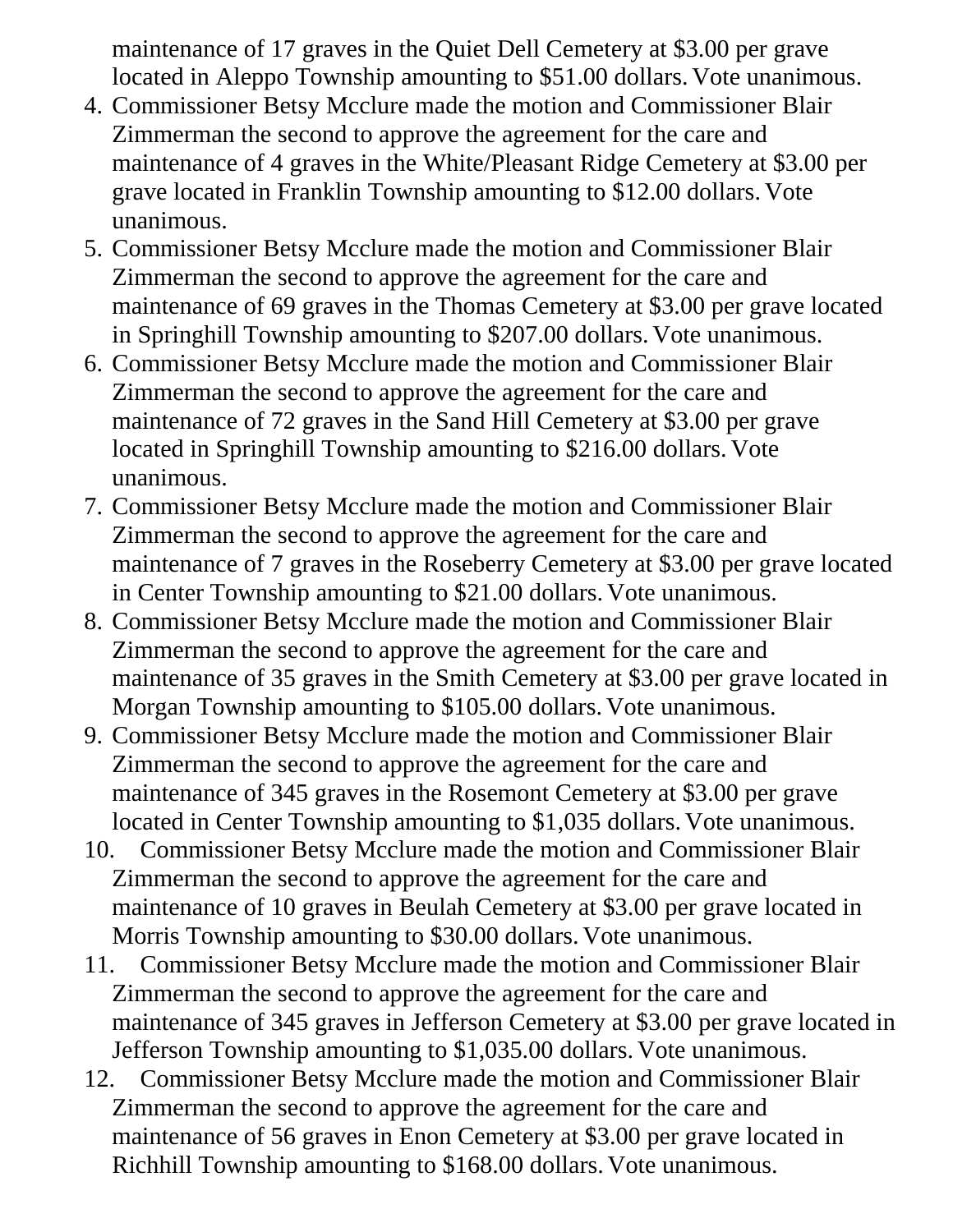maintenance of 17 graves in the Quiet Dell Cemetery at $3.00 per grave located in Aleppo Township amounting to $51.00 dollars. Vote unanimous.

4. Commissioner Betsy Mcclure made the motion and Commissioner Blair Zimmerman the second to approve the agreement for the care and maintenance of 4 graves in the White/Pleasant Ridge Cemetery at $3.00 per grave located in Franklin Township amounting to $12.00 dollars. Vote unanimous.
5. Commissioner Betsy Mcclure made the motion and Commissioner Blair Zimmerman the second to approve the agreement for the care and maintenance of 69 graves in the Thomas Cemetery at $3.00 per grave located in Springhill Township amounting to $207.00 dollars. Vote unanimous.
6. Commissioner Betsy Mcclure made the motion and Commissioner Blair Zimmerman the second to approve the agreement for the care and maintenance of 72 graves in the Sand Hill Cemetery at $3.00 per grave located in Springhill Township amounting to $216.00 dollars. Vote unanimous.
7. Commissioner Betsy Mcclure made the motion and Commissioner Blair Zimmerman the second to approve the agreement for the care and maintenance of 7 graves in the Roseberry Cemetery at $3.00 per grave located in Center Township amounting to $21.00 dollars. Vote unanimous.
8. Commissioner Betsy Mcclure made the motion and Commissioner Blair Zimmerman the second to approve the agreement for the care and maintenance of 35 graves in the Smith Cemetery at $3.00 per grave located in Morgan Township amounting to $105.00 dollars. Vote unanimous.
9. Commissioner Betsy Mcclure made the motion and Commissioner Blair Zimmerman the second to approve the agreement for the care and maintenance of 345 graves in the Rosemont Cemetery at $3.00 per grave located in Center Township amounting to $1,035 dollars. Vote unanimous.
10. Commissioner Betsy Mcclure made the motion and Commissioner Blair Zimmerman the second to approve the agreement for the care and maintenance of 10 graves in Beulah Cemetery at $3.00 per grave located in Morris Township amounting to $30.00 dollars. Vote unanimous.
11. Commissioner Betsy Mcclure made the motion and Commissioner Blair Zimmerman the second to approve the agreement for the care and maintenance of 345 graves in Jefferson Cemetery at $3.00 per grave located in Jefferson Township amounting to $1,035.00 dollars. Vote unanimous.
12. Commissioner Betsy Mcclure made the motion and Commissioner Blair Zimmerman the second to approve the agreement for the care and maintenance of 56 graves in Enon Cemetery at $3.00 per grave located in Richhill Township amounting to $168.00 dollars. Vote unanimous.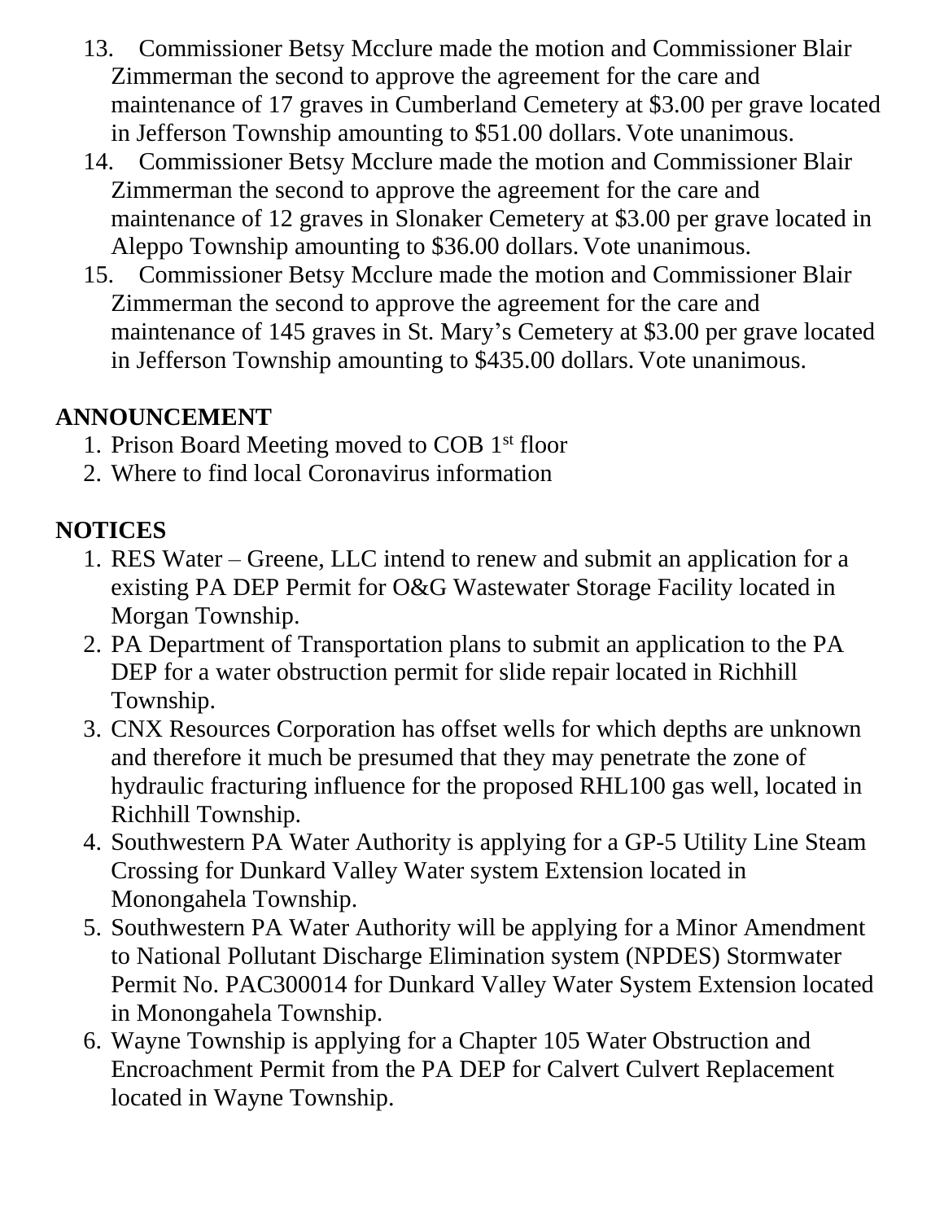13. Commissioner Betsy Mcclure made the motion and Commissioner Blair Zimmerman the second to approve the agreement for the care and maintenance of 17 graves in Cumberland Cemetery at $3.00 per grave located in Jefferson Township amounting to $51.00 dollars. Vote unanimous.
14. Commissioner Betsy Mcclure made the motion and Commissioner Blair Zimmerman the second to approve the agreement for the care and maintenance of 12 graves in Slonaker Cemetery at $3.00 per grave located in Aleppo Township amounting to $36.00 dollars. Vote unanimous.
15. Commissioner Betsy Mcclure made the motion and Commissioner Blair Zimmerman the second to approve the agreement for the care and maintenance of 145 graves in St. Mary's Cemetery at $3.00 per grave located in Jefferson Township amounting to $435.00 dollars. Vote unanimous.

## ANNOUNCEMENT

1. Prison Board Meeting moved to COB 1st floor
2. Where to find local Coronavirus information

## NOTICES

1. RES Water – Greene, LLC intend to renew and submit an application for a existing PA DEP Permit for O&G Wastewater Storage Facility located in Morgan Township.
2. PA Department of Transportation plans to submit an application to the PA DEP for a water obstruction permit for slide repair located in Richhill Township.
3. CNX Resources Corporation has offset wells for which depths are unknown and therefore it much be presumed that they may penetrate the zone of hydraulic fracturing influence for the proposed RHL100 gas well, located in Richhill Township.
4. Southwestern PA Water Authority is applying for a GP-5 Utility Line Steam Crossing for Dunkard Valley Water system Extension located in Monongahela Township.
5. Southwestern PA Water Authority will be applying for a Minor Amendment to National Pollutant Discharge Elimination system (NPDES) Stormwater Permit No. PAC300014 for Dunkard Valley Water System Extension located in Monongahela Township.
6. Wayne Township is applying for a Chapter 105 Water Obstruction and Encroachment Permit from the PA DEP for Calvert Culvert Replacement located in Wayne Township.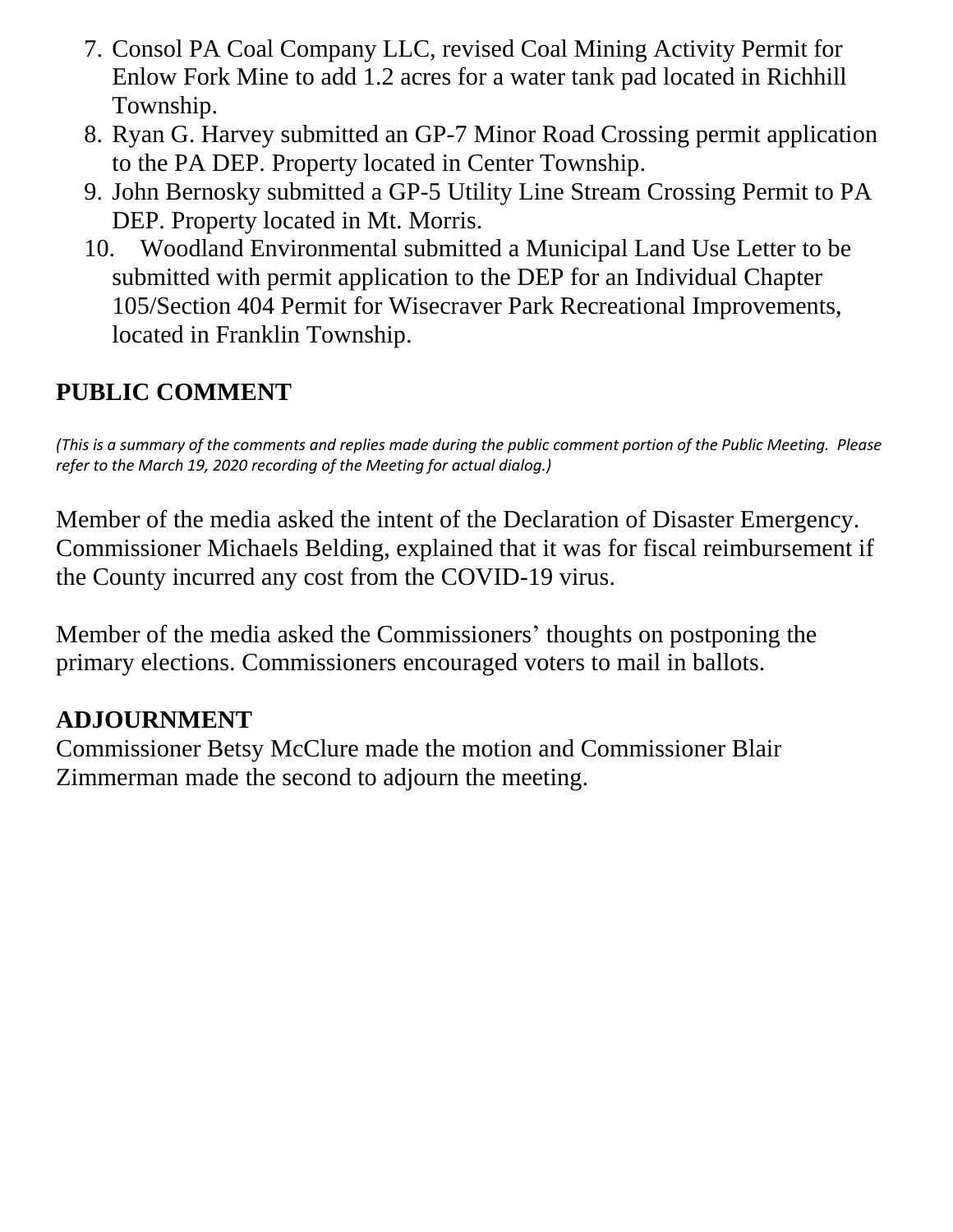7. Consol PA Coal Company LLC, revised Coal Mining Activity Permit for Enlow Fork Mine to add 1.2 acres for a water tank pad located in Richhill Township.
8. Ryan G. Harvey submitted an GP-7 Minor Road Crossing permit application to the PA DEP. Property located in Center Township.
9. John Bernosky submitted a GP-5 Utility Line Stream Crossing Permit to PA DEP. Property located in Mt. Morris.
10. Woodland Environmental submitted a Municipal Land Use Letter to be submitted with permit application to the DEP for an Individual Chapter 105/Section 404 Permit for Wisecraver Park Recreational Improvements, located in Franklin Township.

## PUBLIC COMMENT

*(This is a summary of the comments and replies made during the public comment portion of the Public Meeting. Please refer to the March 19, 2020 recording of the Meeting for actual dialog.)*

Member of the media asked the intent of the Declaration of Disaster Emergency. Commissioner Michaels Belding, explained that it was for fiscal reimbursement if the County incurred any cost from the COVID-19 virus.

Member of the media asked the Commissioners' thoughts on postponing the primary elections. Commissioners encouraged voters to mail in ballots.

## ADJOURNMENT

Commissioner Betsy McClure made the motion and Commissioner Blair Zimmerman made the second to adjourn the meeting.